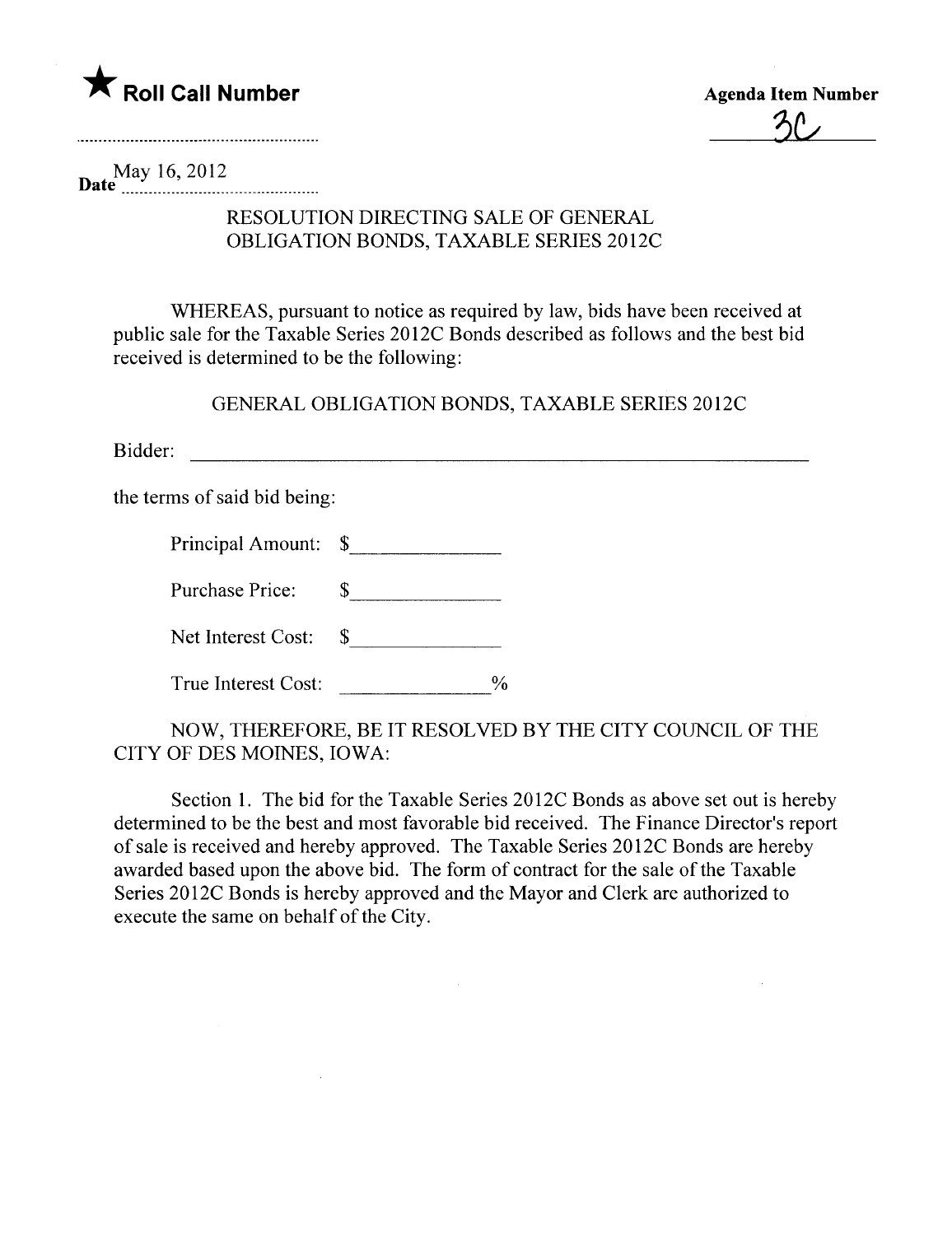★ **Roll Call Number**

**Agenda Item Number**

3C

Date May 16, 2012

## RESOLUTION DIRECTING SALE OF GENERAL OBLIGATION BONDS, TAXABLE SERIES 2012C

WHEREAS, pursuant to notice as required by law, bids have been received at public sale for the Taxable Series 2012C Bonds described as follows and the best bid received is determined to be the following:

GENERAL OBLIGATION BONDS, TAXABLE SERIES 2012C

Bidder: ________________________________________________

the terms of said bid being:

Principal Amount: $______________

Purchase Price: $______________

Net Interest Cost: $______________

True Interest Cost: ______________%

NOW, THEREFORE, BE IT RESOLVED BY THE CITY COUNCIL OF THE CITY OF DES MOINES, IOWA:

Section 1. The bid for the Taxable Series 2012C Bonds as above set out is hereby determined to be the best and most favorable bid received. The Finance Director's report of sale is received and hereby approved. The Taxable Series 2012C Bonds are hereby awarded based upon the above bid. The form of contract for the sale of the Taxable Series 2012C Bonds is hereby approved and the Mayor and Clerk are authorized to execute the same on behalf of the City.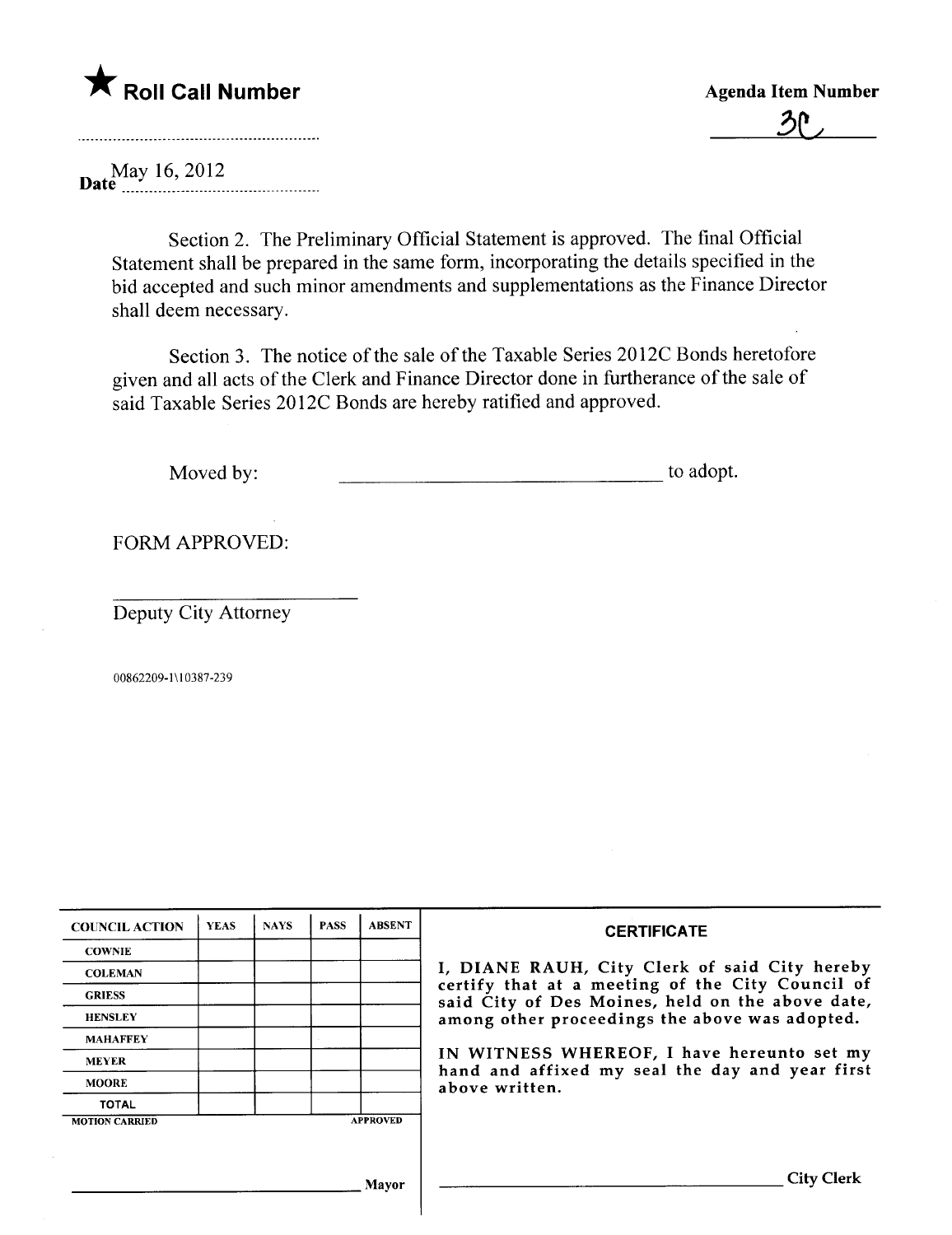★ **Roll Call Number**

**Agenda Item Number**

3C

Date May 16, 2012

Section 2. The Preliminary Official Statement is approved. The final Official Statement shall be prepared in the same form, incorporating the details specified in the bid accepted and such minor amendments and supplementations as the Finance Director shall deem necessary.

Section 3. The notice of the sale of the Taxable Series 2012C Bonds heretofore given and all acts of the Clerk and Finance Director done in furtherance of the sale of said Taxable Series 2012C Bonds are hereby ratified and approved.

Moved by: ______________________________ to adopt.

FORM APPROVED:

______________________

Deputy City Attorney

00862209-1\10387-239

| COUNCIL ACTION | YEAS | NAYS | PASS | ABSENT |
|---|---|---|---|---|
| COWNIE | | | | |
| COLEMAN | | | | |
| GRIESS | | | | |
| HENSLEY | | | | |
| MAHAFFEY | | | | |
| MEYER | | | | |
| MOORE | | | | |
| TOTAL | | | | |

MOTION CARRIED APPROVED

______________________________ Mayor

**CERTIFICATE**

I, DIANE RAUH, City Clerk of said City hereby certify that at a meeting of the City Council of said City of Des Moines, held on the above date, among other proceedings the above was adopted.

IN WITNESS WHEREOF, I have hereunto set my hand and affixed my seal the day and year first above written.

______________________________ City Clerk